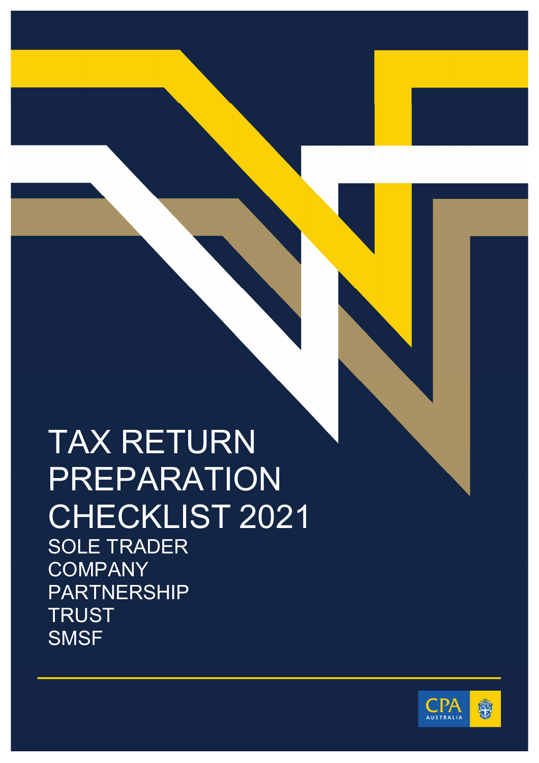# TAX RETURN PREPARATION CHECKLIST 2021

SOLE TRADER
COMPANY
PARTNERSHIP
TRUST
SMSF

CPA AUSTRALIA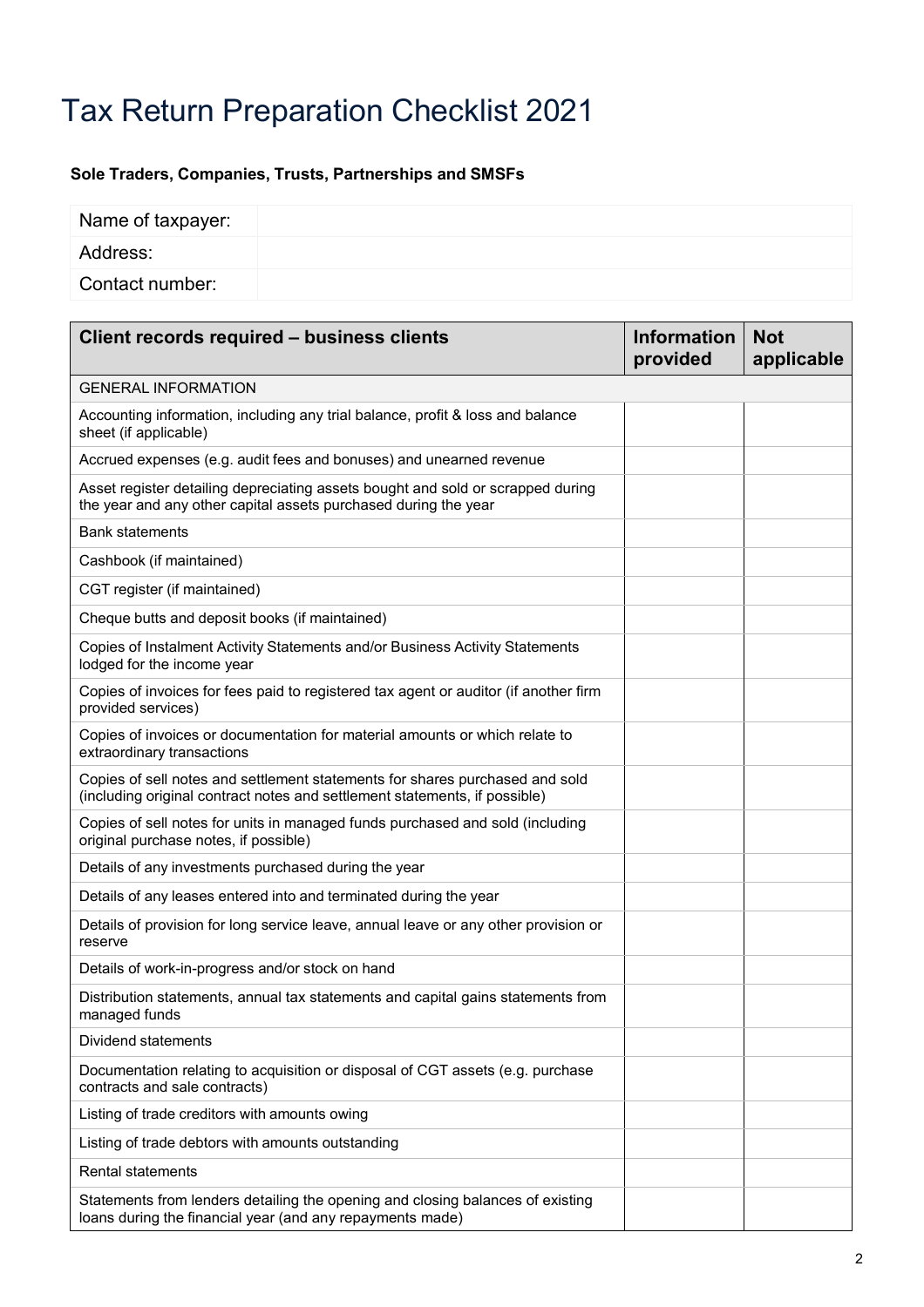# Tax Return Preparation Checklist 2021

**Sole Traders, Companies, Trusts, Partnerships and SMSFs**

| Name of taxpayer: | |
|---|---|
| Address: | |
| Contact number: | |

| **Client records required – business clients** | **Information provided** | **Not applicable** |
|---|---|---|
| GENERAL INFORMATION | | |
| Accounting information, including any trial balance, profit & loss and balance sheet (if applicable) | | |
| Accrued expenses (e.g. audit fees and bonuses) and unearned revenue | | |
| Asset register detailing depreciating assets bought and sold or scrapped during the year and any other capital assets purchased during the year | | |
| Bank statements | | |
| Cashbook (if maintained) | | |
| CGT register (if maintained) | | |
| Cheque butts and deposit books (if maintained) | | |
| Copies of Instalment Activity Statements and/or Business Activity Statements lodged for the income year | | |
| Copies of invoices for fees paid to registered tax agent or auditor (if another firm provided services) | | |
| Copies of invoices or documentation for material amounts or which relate to extraordinary transactions | | |
| Copies of sell notes and settlement statements for shares purchased and sold (including original contract notes and settlement statements, if possible) | | |
| Copies of sell notes for units in managed funds purchased and sold (including original purchase notes, if possible) | | |
| Details of any investments purchased during the year | | |
| Details of any leases entered into and terminated during the year | | |
| Details of provision for long service leave, annual leave or any other provision or reserve | | |
| Details of work-in-progress and/or stock on hand | | |
| Distribution statements, annual tax statements and capital gains statements from managed funds | | |
| Dividend statements | | |
| Documentation relating to acquisition or disposal of CGT assets (e.g. purchase contracts and sale contracts) | | |
| Listing of trade creditors with amounts owing | | |
| Listing of trade debtors with amounts outstanding | | |
| Rental statements | | |
| Statements from lenders detailing the opening and closing balances of existing loans during the financial year (and any repayments made) | | |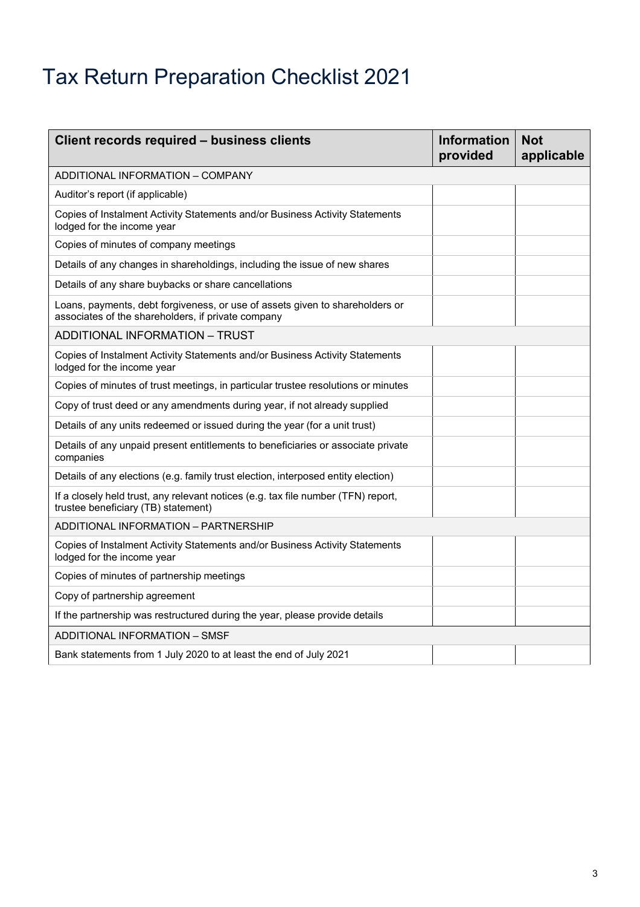# Tax Return Preparation Checklist 2021

| Client records required – business clients | Information provided | Not applicable |
|---|---|---|
| ADDITIONAL INFORMATION – COMPANY | | |
| Auditor's report (if applicable) | | |
| Copies of Instalment Activity Statements and/or Business Activity Statements lodged for the income year | | |
| Copies of minutes of company meetings | | |
| Details of any changes in shareholdings, including the issue of new shares | | |
| Details of any share buybacks or share cancellations | | |
| Loans, payments, debt forgiveness, or use of assets given to shareholders or associates of the shareholders, if private company | | |
| ADDITIONAL INFORMATION – TRUST | | |
| Copies of Instalment Activity Statements and/or Business Activity Statements lodged for the income year | | |
| Copies of minutes of trust meetings, in particular trustee resolutions or minutes | | |
| Copy of trust deed or any amendments during year, if not already supplied | | |
| Details of any units redeemed or issued during the year (for a unit trust) | | |
| Details of any unpaid present entitlements to beneficiaries or associate private companies | | |
| Details of any elections (e.g. family trust election, interposed entity election) | | |
| If a closely held trust, any relevant notices (e.g. tax file number (TFN) report, trustee beneficiary (TB) statement) | | |
| ADDITIONAL INFORMATION – PARTNERSHIP | | |
| Copies of Instalment Activity Statements and/or Business Activity Statements lodged for the income year | | |
| Copies of minutes of partnership meetings | | |
| Copy of partnership agreement | | |
| If the partnership was restructured during the year, please provide details | | |
| ADDITIONAL INFORMATION – SMSF | | |
| Bank statements from 1 July 2020 to at least the end of July 2021 | | |